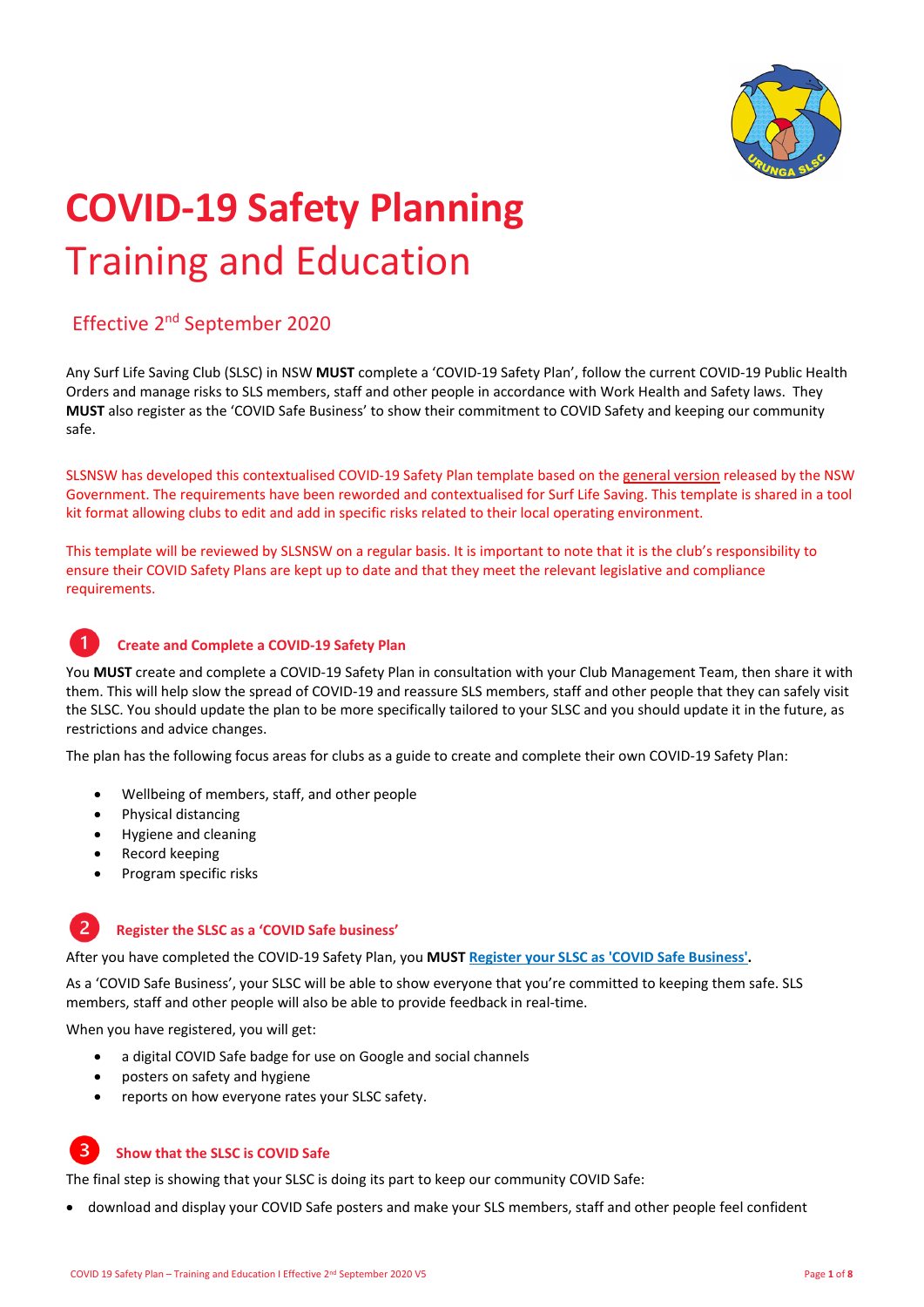# COVID-19 Safety Planning

# Training and Education

## Effective 2nd September 2020

Any Surf Life Saving Club (SLSC) in NSW **MUST** complete a 'COVID-19 Safety Plan', follow the current COVID-19 Public Health Orders and manage risks to SLS members, staff and other people in accordance with Work Health and Safety laws. They **MUST** also register as the 'COVID Safe Business' to show their commitment to COVID Safety and keeping our community safe.

SLSNSW has developed this contextualised COVID-19 Safety Plan template based on the general version released by the NSW Government. The requirements have been reworded and contextualised for Surf Life Saving. This template is shared in a tool kit format allowing clubs to edit and add in specific risks related to their local operating environment.

This template will be reviewed by SLSNSW on a regular basis. It is important to note that it is the club's responsibility to ensure their COVID Safety Plans are kept up to date and that they meet the relevant legislative and compliance requirements.

### 1 Create and Complete a COVID-19 Safety Plan

You **MUST** create and complete a COVID-19 Safety Plan in consultation with your Club Management Team, then share it with them. This will help slow the spread of COVID-19 and reassure SLS members, staff and other people that they can safely visit the SLSC. You should update the plan to be more specifically tailored to your SLSC and you should update it in the future, as restrictions and advice changes.

The plan has the following focus areas for clubs as a guide to create and complete their own COVID-19 Safety Plan:

- Wellbeing of members, staff, and other people
- Physical distancing
- Hygiene and cleaning
- Record keeping
- Program specific risks

### 2 Register the SLSC as a 'COVID Safe business'

After you have completed the COVID-19 Safety Plan, you **MUST** Register your SLSC as 'COVID Safe Business'.

As a 'COVID Safe Business', your SLSC will be able to show everyone that you're committed to keeping them safe. SLS members, staff and other people will also be able to provide feedback in real-time.

When you have registered, you will get:

- a digital COVID Safe badge for use on Google and social channels
- posters on safety and hygiene
- reports on how everyone rates your SLSC safety.

### 3 Show that the SLSC is COVID Safe

The final step is showing that your SLSC is doing its part to keep our community COVID Safe:

- download and display your COVID Safe posters and make your SLS members, staff and other people feel confident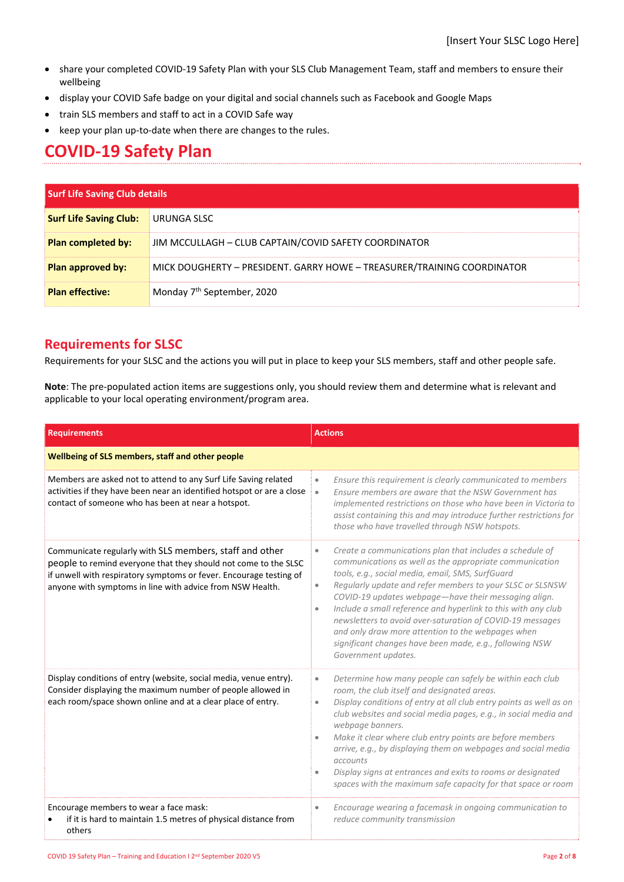[Insert Your SLSC Logo Here]

- share your completed COVID-19 Safety Plan with your SLS Club Management Team, staff and members to ensure their wellbeing
- display your COVID Safe badge on your digital and social channels such as Facebook and Google Maps
- train SLS members and staff to act in a COVID Safe way
- keep your plan up-to-date when there are changes to the rules.

# COVID-19 Safety Plan

| **Surf Life Saving Club details** | |
|---|---|
| **Surf Life Saving Club:** | URUNGA SLSC |
| **Plan completed by:** | JIM MCCULLAGH – CLUB CAPTAIN/COVID SAFETY COORDINATOR |
| **Plan approved by:** | MICK DOUGHERTY – PRESIDENT. GARRY HOWE – TREASURER/TRAINING COORDINATOR |
| **Plan effective:** | Monday 7th September, 2020 |

## Requirements for SLSC

Requirements for your SLSC and the actions you will put in place to keep your SLS members, staff and other people safe.

**Note**: The pre-populated action items are suggestions only, you should review them and determine what is relevant and applicable to your local operating environment/program area.

| Requirements | Actions |
|---|---|
| **Wellbeing of SLS members, staff and other people** | |
| Members are asked not to attend to any Surf Life Saving related activities if they have been near an identified hotspot or are a close contact of someone who has been at near a hotspot. | • *Ensure this requirement is clearly communicated to members*<br>• *Ensure members are aware that the NSW Government has implemented restrictions on those who have been in Victoria to assist containing this and may introduce further restrictions for those who have travelled through NSW hotspots.* |
| Communicate regularly with SLS members, staff and other people to remind everyone that they should not come to the SLSC if unwell with respiratory symptoms or fever. Encourage testing of anyone with symptoms in line with advice from NSW Health. | • *Create a communications plan that includes a schedule of communications as well as the appropriate communication tools, e.g., social media, email, SMS, SurfGuard*<br>• *Regularly update and refer members to your SLSC or SLSNSW COVID-19 updates webpage—have their messaging align.*<br>• *Include a small reference and hyperlink to this with any club newsletters to avoid over-saturation of COVID-19 messages and only draw more attention to the webpages when significant changes have been made, e.g., following NSW Government updates.* |
| Display conditions of entry (website, social media, venue entry). Consider displaying the maximum number of people allowed in each room/space shown online and at a clear place of entry. | • *Determine how many people can safely be within each club room, the club itself and designated areas.*<br>• *Display conditions of entry at all club entry points as well as on club websites and social media pages, e.g., in social media and webpage banners.*<br>• *Make it clear where club entry points are before members arrive, e.g., by displaying them on webpages and social media accounts*<br>• *Display signs at entrances and exits to rooms or designated spaces with the maximum safe capacity for that space or room* |
| Encourage members to wear a face mask:<br>• if it is hard to maintain 1.5 metres of physical distance from others | • *Encourage wearing a facemask in ongoing communication to reduce community transmission* |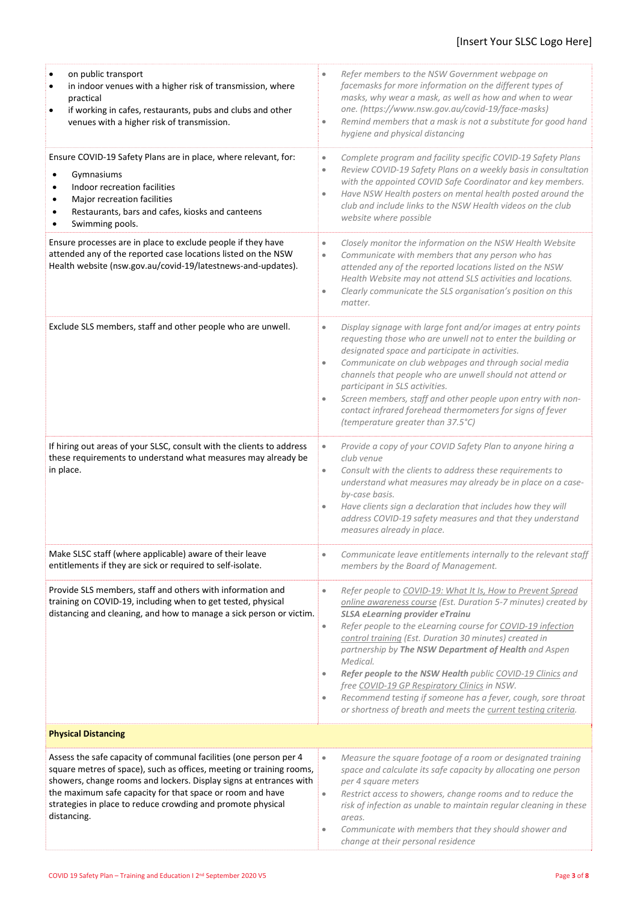| | |
|---|---|
| • on public transport<br>• in indoor venues with a higher risk of transmission, where practical<br>• if working in cafes, restaurants, pubs and clubs and other venues with a higher risk of transmission. | • *Refer members to the NSW Government webpage on facemasks for more information on the different types of masks, why wear a mask, as well as how and when to wear one. (https://www.nsw.gov.au/covid-19/face-masks)*<br>• *Remind members that a mask is not a substitute for good hand hygiene and physical distancing* |
| Ensure COVID-19 Safety Plans are in place, where relevant, for:<br>• Gymnasiums<br>• Indoor recreation facilities<br>• Major recreation facilities<br>• Restaurants, bars and cafes, kiosks and canteens<br>• Swimming pools. | • *Complete program and facility specific COVID-19 Safety Plans*<br>• *Review COVID-19 Safety Plans on a weekly basis in consultation with the appointed COVID Safe Coordinator and key members.*<br>• *Have NSW Health posters on mental health posted around the club and include links to the NSW Health videos on the club website where possible* |
| Ensure processes are in place to exclude people if they have attended any of the reported case locations listed on the NSW Health website (nsw.gov.au/covid-19/latestnews-and-updates). | • *Closely monitor the information on the NSW Health Website*<br>• *Communicate with members that any person who has attended any of the reported locations listed on the NSW Health Website may not attend SLS activities and locations.*<br>• *Clearly communicate the SLS organisation's position on this matter.* |
| Exclude SLS members, staff and other people who are unwell. | • *Display signage with large font and/or images at entry points requesting those who are unwell not to enter the building or designated space and participate in activities.*<br>• *Communicate on club webpages and through social media channels that people who are unwell should not attend or participant in SLS activities.*<br>• *Screen members, staff and other people upon entry with non-contact infrared forehead thermometers for signs of fever (temperature greater than 37.5°C)* |
| If hiring out areas of your SLSC, consult with the clients to address these requirements to understand what measures may already be in place. | • *Provide a copy of your COVID Safety Plan to anyone hiring a club venue*<br>• *Consult with the clients to address these requirements to understand what measures may already be in place on a case-by-case basis.*<br>• *Have clients sign a declaration that includes how they will address COVID-19 safety measures and that they understand measures already in place.* |
| Make SLSC staff (where applicable) aware of their leave entitlements if they are sick or required to self-isolate. | • *Communicate leave entitlements internally to the relevant staff members by the Board of Management.* |
| Provide SLS members, staff and others with information and training on COVID-19, including when to get tested, physical distancing and cleaning, and how to manage a sick person or victim. | • *Refer people to COVID-19: What It Is, How to Prevent Spread online awareness course (Est. Duration 5-7 minutes) created by **SLSA eLearning provider eTrainu***<br>• *Refer people to the eLearning course for COVID-19 infection control training (Est. Duration 30 minutes) created in partnership by **The NSW Department of Health** and Aspen Medical.*<br>• ***Refer people to the NSW Health** public COVID-19 Clinics and free COVID-19 GP Respiratory Clinics in NSW.*<br>• *Recommend testing if someone has a fever, cough, sore throat or shortness of breath and meets the current testing criteria.* |
| **Physical Distancing** | |
| Assess the safe capacity of communal facilities (one person per 4 square metres of space), such as offices, meeting or training rooms, showers, change rooms and lockers. Display signs at entrances with the maximum safe capacity for that space or room and have strategies in place to reduce crowding and promote physical distancing. | • *Measure the square footage of a room or designated training space and calculate its safe capacity by allocating one person per 4 square meters*<br>• *Restrict access to showers, change rooms and to reduce the risk of infection as unable to maintain regular cleaning in these areas.*<br>• *Communicate with members that they should shower and change at their personal residence* |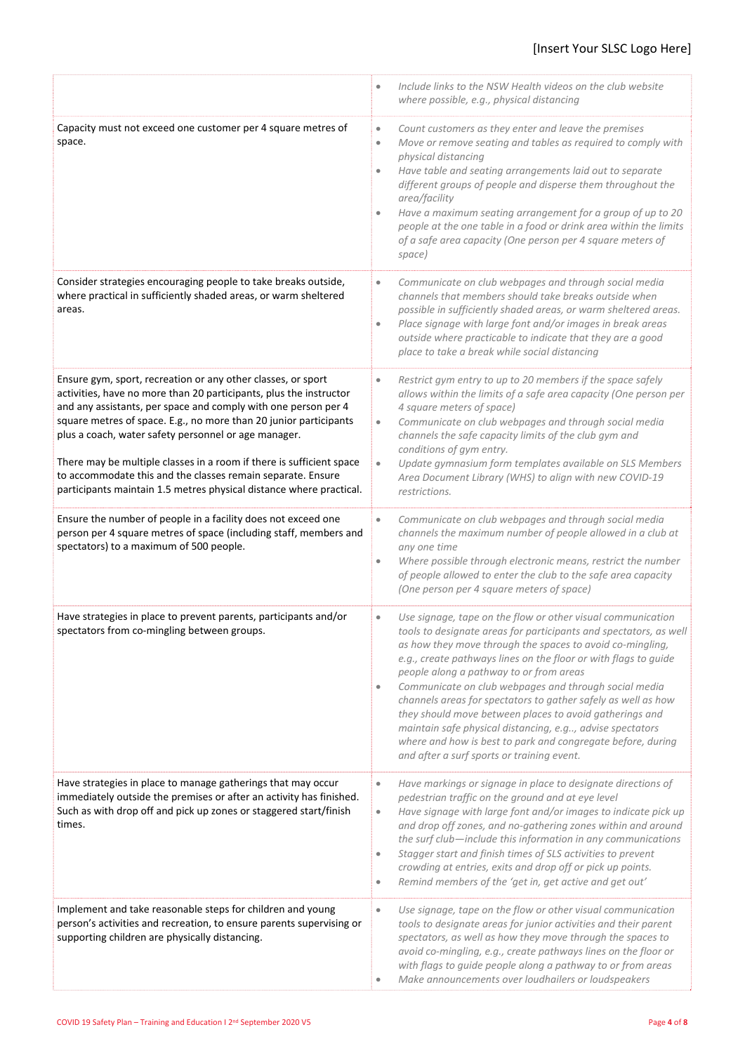| | |
|---|---|
| | • *Include links to the NSW Health videos on the club website where possible, e.g., physical distancing* |
| Capacity must not exceed one customer per 4 square metres of space. | • *Count customers as they enter and leave the premises*<br>• *Move or remove seating and tables as required to comply with physical distancing*<br>• *Have table and seating arrangements laid out to separate different groups of people and disperse them throughout the area/facility*<br>• *Have a maximum seating arrangement for a group of up to 20 people at the one table in a food or drink area within the limits of a safe area capacity (One person per 4 square meters of space)* |
| Consider strategies encouraging people to take breaks outside, where practical in sufficiently shaded areas, or warm sheltered areas. | • *Communicate on club webpages and through social media channels that members should take breaks outside when possible in sufficiently shaded areas, or warm sheltered areas.*<br>• *Place signage with large font and/or images in break areas outside where practicable to indicate that they are a good place to take a break while social distancing* |
| Ensure gym, sport, recreation or any other classes, or sport activities, have no more than 20 participants, plus the instructor and any assistants, per space and comply with one person per 4 square metres of space. E.g., no more than 20 junior participants plus a coach, water safety personnel or age manager.<br><br>There may be multiple classes in a room if there is sufficient space to accommodate this and the classes remain separate. Ensure participants maintain 1.5 metres physical distance where practical. | • *Restrict gym entry to up to 20 members if the space safely allows within the limits of a safe area capacity (One person per 4 square meters of space)*<br>• *Communicate on club webpages and through social media channels the safe capacity limits of the club gym and conditions of gym entry.*<br>• *Update gymnasium form templates available on SLS Members Area Document Library (WHS) to align with new COVID-19 restrictions.* |
| Ensure the number of people in a facility does not exceed one person per 4 square metres of space (including staff, members and spectators) to a maximum of 500 people. | • *Communicate on club webpages and through social media channels the maximum number of people allowed in a club at any one time*<br>• *Where possible through electronic means, restrict the number of people allowed to enter the club to the safe area capacity (One person per 4 square meters of space)* |
| Have strategies in place to prevent parents, participants and/or spectators from co-mingling between groups. | • *Use signage, tape on the flow or other visual communication tools to designate areas for participants and spectators, as well as how they move through the spaces to avoid co-mingling, e.g., create pathways lines on the floor or with flags to guide people along a pathway to or from areas*<br>• *Communicate on club webpages and through social media channels areas for spectators to gather safely as well as how they should move between places to avoid gatherings and maintain safe physical distancing, e.g.., advise spectators where and how is best to park and congregate before, during and after a surf sports or training event.* |
| Have strategies in place to manage gatherings that may occur immediately outside the premises or after an activity has finished. Such as with drop off and pick up zones or staggered start/finish times. | • *Have markings or signage in place to designate directions of pedestrian traffic on the ground and at eye level*<br>• *Have signage with large font and/or images to indicate pick up and drop off zones, and no-gathering zones within and around the surf club—include this information in any communications*<br>• *Stagger start and finish times of SLS activities to prevent crowding at entries, exits and drop off or pick up points.*<br>• *Remind members of the 'get in, get active and get out'* |
| Implement and take reasonable steps for children and young person's activities and recreation, to ensure parents supervising or supporting children are physically distancing. | • *Use signage, tape on the flow or other visual communication tools to designate areas for junior activities and their parent spectators, as well as how they move through the spaces to avoid co-mingling, e.g., create pathways lines on the floor or with flags to guide people along a pathway to or from areas*<br>• *Make announcements over loudhailers or loudspeakers* |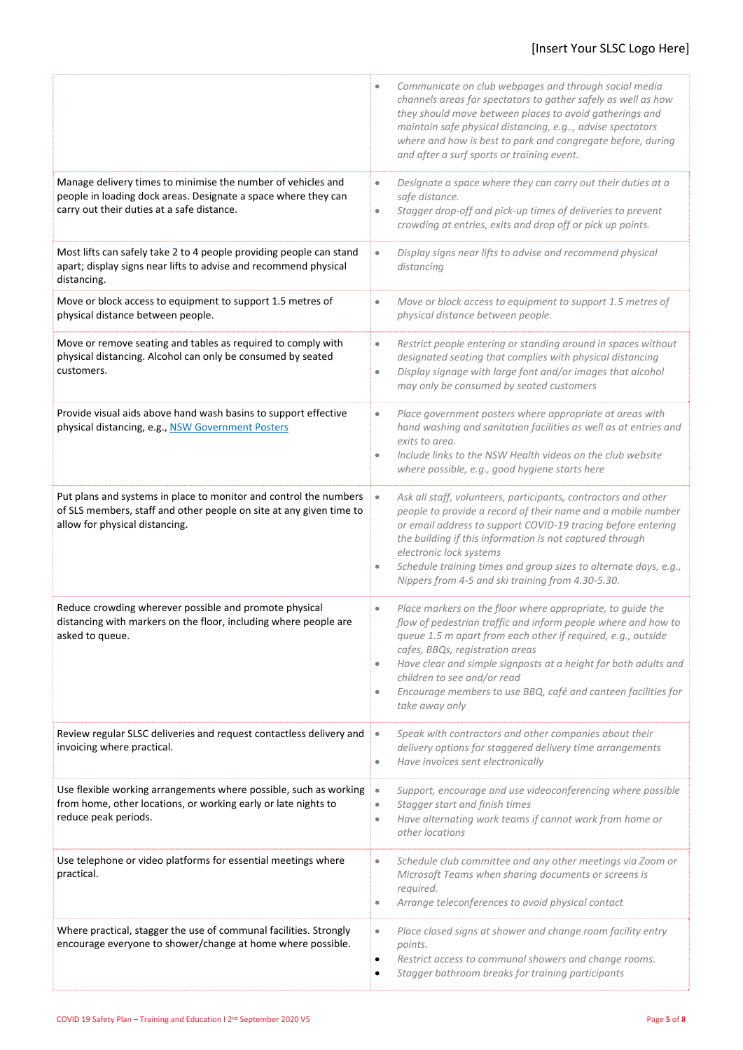| | |
|---|---|
| | • *Communicate on club webpages and through social media channels areas for spectators to gather safely as well as how they should move between places to avoid gatherings and maintain safe physical distancing, e.g.., advise spectators where and how is best to park and congregate before, during and after a surf sports or training event.* |
| Manage delivery times to minimise the number of vehicles and people in loading dock areas. Designate a space where they can carry out their duties at a safe distance. | • *Designate a space where they can carry out their duties at a safe distance.*<br>• *Stagger drop-off and pick-up times of deliveries to prevent crowding at entries, exits and drop off or pick up points.* |
| Most lifts can safely take 2 to 4 people providing people can stand apart; display signs near lifts to advise and recommend physical distancing. | • *Display signs near lifts to advise and recommend physical distancing* |
| Move or block access to equipment to support 1.5 metres of physical distance between people. | • *Move or block access to equipment to support 1.5 metres of physical distance between people.* |
| Move or remove seating and tables as required to comply with physical distancing. Alcohol can only be consumed by seated customers. | • *Restrict people entering or standing around in spaces without designated seating that complies with physical distancing*<br>• *Display signage with large font and/or images that alcohol may only be consumed by seated customers* |
| Provide visual aids above hand wash basins to support effective physical distancing, e.g., [NSW Government Posters]() | • *Place government posters where appropriate at areas with hand washing and sanitation facilities as well as at entries and exits to area.*<br>• *Include links to the NSW Health videos on the club website where possible, e.g., good hygiene starts here* |
| Put plans and systems in place to monitor and control the numbers of SLS members, staff and other people on site at any given time to allow for physical distancing. | • *Ask all staff, volunteers, participants, contractors and other people to provide a record of their name and a mobile number or email address to support COVID-19 tracing before entering the building if this information is not captured through electronic lock systems*<br>• *Schedule training times and group sizes to alternate days, e.g., Nippers from 4-5 and ski training from 4.30-5.30.* |
| Reduce crowding wherever possible and promote physical distancing with markers on the floor, including where people are asked to queue. | • *Place markers on the floor where appropriate, to guide the flow of pedestrian traffic and inform people where and how to queue 1.5 m apart from each other if required, e.g., outside cafes, BBQs, registration areas*<br>• *Have clear and simple signposts at a height for both adults and children to see and/or read*<br>• *Encourage members to use BBQ, café and canteen facilities for take away only* |
| Review regular SLSC deliveries and request contactless delivery and invoicing where practical. | • *Speak with contractors and other companies about their delivery options for staggered delivery time arrangements*<br>• *Have invoices sent electronically* |
| Use flexible working arrangements where possible, such as working from home, other locations, or working early or late nights to reduce peak periods. | • *Support, encourage and use videoconferencing where possible*<br>• *Stagger start and finish times*<br>• *Have alternating work teams if cannot work from home or other locations* |
| Use telephone or video platforms for essential meetings where practical. | • *Schedule club committee and any other meetings via Zoom or Microsoft Teams when sharing documents or screens is required.*<br>• *Arrange teleconferences to avoid physical contact* |
| Where practical, stagger the use of communal facilities. Strongly encourage everyone to shower/change at home where possible. | • *Place closed signs at shower and change room facility entry points.*<br>• *Restrict access to communal showers and change rooms.*<br>• *Stagger bathroom breaks for training participants* |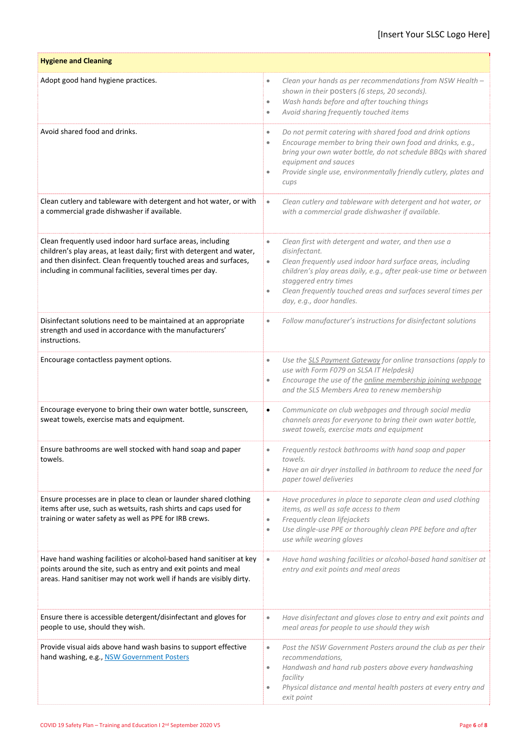| Hygiene and Cleaning | |
|---|---|
| Adopt good hand hygiene practices. | • *Clean your hands as per recommendations from NSW Health – shown in their posters (6 steps, 20 seconds).*<br>• *Wash hands before and after touching things*<br>• *Avoid sharing frequently touched items* |
| Avoid shared food and drinks. | • *Do not permit catering with shared food and drink options*<br>• *Encourage member to bring their own food and drinks, e.g., bring your own water bottle, do not schedule BBQs with shared equipment and sauces*<br>• *Provide single use, environmentally friendly cutlery, plates and cups* |
| Clean cutlery and tableware with detergent and hot water, or with a commercial grade dishwasher if available. | • *Clean cutlery and tableware with detergent and hot water, or with a commercial grade dishwasher if available.* |
| Clean frequently used indoor hard surface areas, including children's play areas, at least daily; first with detergent and water, and then disinfect. Clean frequently touched areas and surfaces, including in communal facilities, several times per day. | • *Clean first with detergent and water, and then use a disinfectant.*<br>• *Clean frequently used indoor hard surface areas, including children's play areas daily, e.g., after peak-use time or between staggered entry times*<br>• *Clean frequently touched areas and surfaces several times per day, e.g., door handles.* |
| Disinfectant solutions need to be maintained at an appropriate strength and used in accordance with the manufacturers' instructions. | • *Follow manufacturer's instructions for disinfectant solutions* |
| Encourage contactless payment options. | • *Use the SLS Payment Gateway for online transactions (apply to use with Form F079 on SLSA IT Helpdesk)*<br>• *Encourage the use of the online membership joining webpage and the SLS Members Area to renew membership* |
| Encourage everyone to bring their own water bottle, sunscreen, sweat towels, exercise mats and equipment. | • *Communicate on club webpages and through social media channels areas for everyone to bring their own water bottle, sweat towels, exercise mats and equipment* |
| Ensure bathrooms are well stocked with hand soap and paper towels. | • *Frequently restock bathrooms with hand soap and paper towels.*<br>• *Have an air dryer installed in bathroom to reduce the need for paper towel deliveries* |
| Ensure processes are in place to clean or launder shared clothing items after use, such as wetsuits, rash shirts and caps used for training or water safety as well as PPE for IRB crews. | • *Have procedures in place to separate clean and used clothing items, as well as safe access to them*<br>• *Frequently clean lifejackets*<br>• *Use dingle-use PPE or thoroughly clean PPE before and after use while wearing gloves* |
| Have hand washing facilities or alcohol-based hand sanitiser at key points around the site, such as entry and exit points and meal areas. Hand sanitiser may not work well if hands are visibly dirty. | • *Have hand washing facilities or alcohol-based hand sanitiser at entry and exit points and meal areas* |
| Ensure there is accessible detergent/disinfectant and gloves for people to use, should they wish. | • *Have disinfectant and gloves close to entry and exit points and meal areas for people to use should they wish* |
| Provide visual aids above hand wash basins to support effective hand washing, e.g., NSW Government Posters | • *Post the NSW Government Posters around the club as per their recommendations,*<br>• *Handwash and hand rub posters above every handwashing facility*<br>• *Physical distance and mental health posters at every entry and exit point* |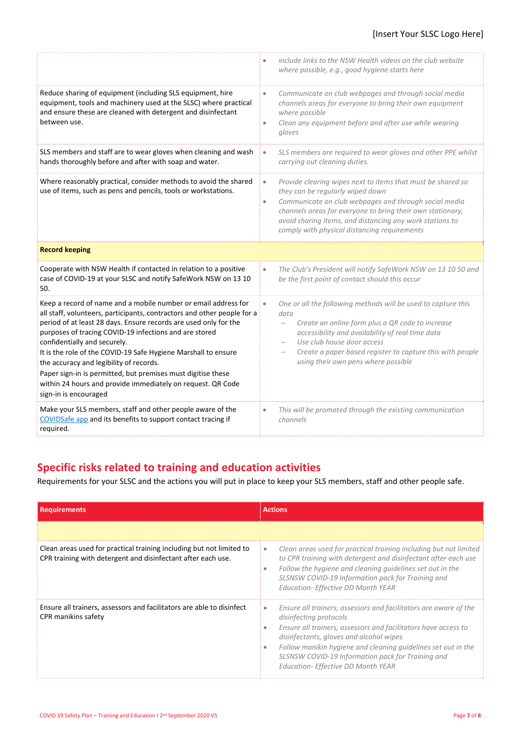| | |
|---|---|
| | • *include links to the NSW Health videos on the club website where possible, e.g., good hygiene starts here* |
| Reduce sharing of equipment (including SLS equipment, hire equipment, tools and machinery used at the SLSC) where practical and ensure these are cleaned with detergent and disinfectant between use. | • *Communicate on club webpages and through social media channels areas for everyone to bring their own equipment where possible*<br>• *Clean any equipment before and after use while wearing gloves* |
| SLS members and staff are to wear gloves when cleaning and wash hands thoroughly before and after with soap and water. | • *SLS members are required to wear gloves and other PPE whilst carrying out cleaning duties.* |
| Where reasonably practical, consider methods to avoid the shared use of items, such as pens and pencils, tools or workstations. | • *Provide clearing wipes next to items that must be shared so they can be regularly wiped down*<br>• *Communicate on club webpages and through social media channels areas for everyone to bring their own stationary, avoid sharing items, and distancing any work stations to comply with physical distancing requirements* |
| **Record keeping** | |
| Cooperate with NSW Health if contacted in relation to a positive case of COVID-19 at your SLSC and notify SafeWork NSW on 13 10 50. | • *The Club's President will notify SafeWork NSW on 13 10 50 and be the first point of contact should this occur* |
| Keep a record of name and a mobile number or email address for all staff, volunteers, participants, contractors and other people for a period of at least 28 days. Ensure records are used only for the purposes of tracing COVID-19 infections and are stored confidentially and securely.<br>It is the role of the COVID-19 Safe Hygiene Marshall to ensure the accuracy and legibility of records.<br>Paper sign-in is permitted, but premises must digitise these within 24 hours and provide immediately on request. QR Code sign-in is encouraged | • *One or all the following methods will be used to capture this data*<br>  – *Create an online form plus a QR code to increase accessibility and availability of real time data*<br>  – *Use club house door access*<br>  – *Create a paper based register to capture this with people using their own pens where possible* |
| Make your SLS members, staff and other people aware of the COVIDSafe app and its benefits to support contact tracing if required. | • *This will be promoted through the existing communication channels* |

## Specific risks related to training and education activities

Requirements for your SLSC and the actions you will put in place to keep your SLS members, staff and other people safe.

| Requirements | Actions |
|---|---|
| | |
| Clean areas used for practical training including but not limited to CPR training with detergent and disinfectant after each use. | • *Clean areas used for practical training including but not limited to CPR training with detergent and disinfectant after each use*<br>• *Follow the hygiene and cleaning guidelines set out in the SLSNSW COVID-19 Information pack for Training and Education- Effective DD Month YEAR* |
| Ensure all trainers, assessors and facilitators are able to disinfect CPR manikins safety | • *Ensure all trainers, assessors and facilitators are aware of the disinfecting protocols*<br>• *Ensure all trainers, assessors and facilitators have access to disinfectants, gloves and alcohol wipes*<br>• *Follow manikin hygiene and cleaning guidelines set out in the SLSNSW COVID-19 Information pack for Training and Education- Effective DD Month YEAR* |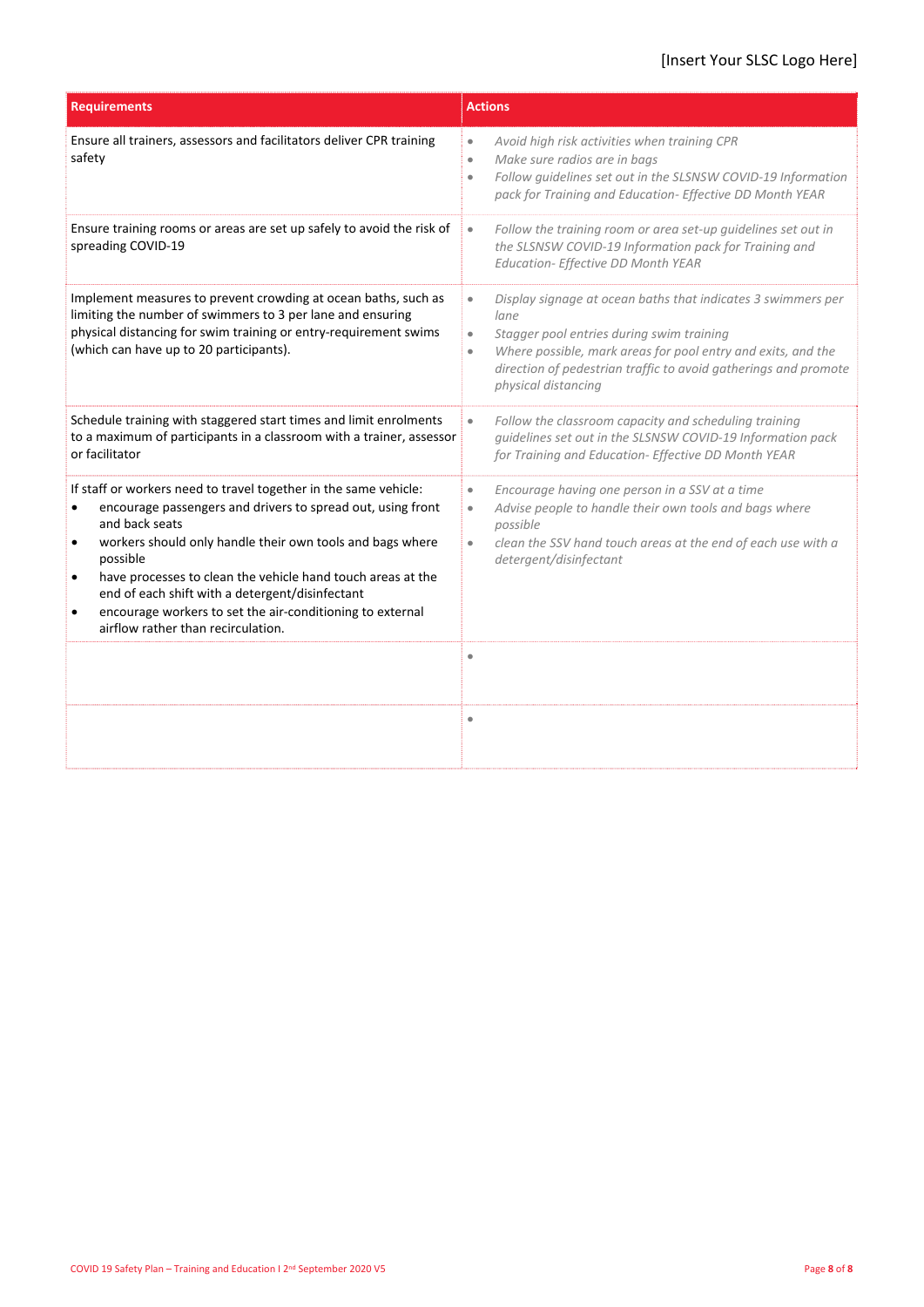[Insert Your SLSC Logo Here]

| Requirements | Actions |
| --- | --- |
| Ensure all trainers, assessors and facilitators deliver CPR training safety | • *Avoid high risk activities when training CPR*<br>• *Make sure radios are in bags*<br>• *Follow guidelines set out in the SLSNSW COVID-19 Information pack for Training and Education- Effective DD Month YEAR* |
| Ensure training rooms or areas are set up safely to avoid the risk of spreading COVID-19 | • *Follow the training room or area set-up guidelines set out in the SLSNSW COVID-19 Information pack for Training and Education- Effective DD Month YEAR* |
| Implement measures to prevent crowding at ocean baths, such as limiting the number of swimmers to 3 per lane and ensuring physical distancing for swim training or entry-requirement swims (which can have up to 20 participants). | • *Display signage at ocean baths that indicates 3 swimmers per lane*<br>• *Stagger pool entries during swim training*<br>• *Where possible, mark areas for pool entry and exits, and the direction of pedestrian traffic to avoid gatherings and promote physical distancing* |
| Schedule training with staggered start times and limit enrolments to a maximum of participants in a classroom with a trainer, assessor or facilitator | • *Follow the classroom capacity and scheduling training guidelines set out in the SLSNSW COVID-19 Information pack for Training and Education- Effective DD Month YEAR* |
| If staff or workers need to travel together in the same vehicle:<br>• encourage passengers and drivers to spread out, using front and back seats<br>• workers should only handle their own tools and bags where possible<br>• have processes to clean the vehicle hand touch areas at the end of each shift with a detergent/disinfectant<br>• encourage workers to set the air-conditioning to external airflow rather than recirculation. | • *Encourage having one person in a SSV at a time*<br>• *Advise people to handle their own tools and bags where possible*<br>• *clean the SSV hand touch areas at the end of each use with a detergent/disinfectant* |
| | • |
| | • |